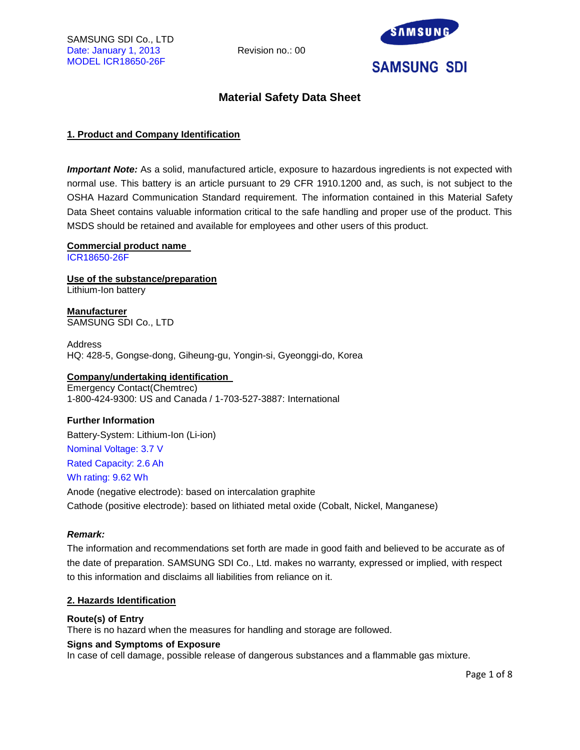SAMSUNG SDI Co., LTD
Date: January 1, 2013
MODEL ICR18650-26F

Revision no.: 00

SAMSUNG SDI

# Material Safety Data Sheet

## 1. Product and Company Identification

***Important Note:*** As a solid, manufactured article, exposure to hazardous ingredients is not expected with normal use. This battery is an article pursuant to 29 CFR 1910.1200 and, as such, is not subject to the OSHA Hazard Communication Standard requirement. The information contained in this Material Safety Data Sheet contains valuable information critical to the safe handling and proper use of the product. This MSDS should be retained and available for employees and other users of this product.

**Commercial product name**
ICR18650-26F

**Use of the substance/preparation**
Lithium-Ion battery

**Manufacturer**
SAMSUNG SDI Co., LTD

Address
HQ: 428-5, Gongse-dong, Giheung-gu, Yongin-si, Gyeonggi-do, Korea

**Company/undertaking identification**
Emergency Contact(Chemtrec)
1-800-424-9300: US and Canada / 1-703-527-3887: International

**Further Information**

Battery-System: Lithium-Ion (Li-ion)

Nominal Voltage: 3.7 V

Rated Capacity: 2.6 Ah

Wh rating: 9.62 Wh

Anode (negative electrode): based on intercalation graphite

Cathode (positive electrode): based on lithiated metal oxide (Cobalt, Nickel, Manganese)

***Remark:***

The information and recommendations set forth are made in good faith and believed to be accurate as of the date of preparation. SAMSUNG SDI Co., Ltd. makes no warranty, expressed or implied, with respect to this information and disclaims all liabilities from reliance on it.

## 2. Hazards Identification

**Route(s) of Entry**
There is no hazard when the measures for handling and storage are followed.

**Signs and Symptoms of Exposure**
In case of cell damage, possible release of dangerous substances and a flammable gas mixture.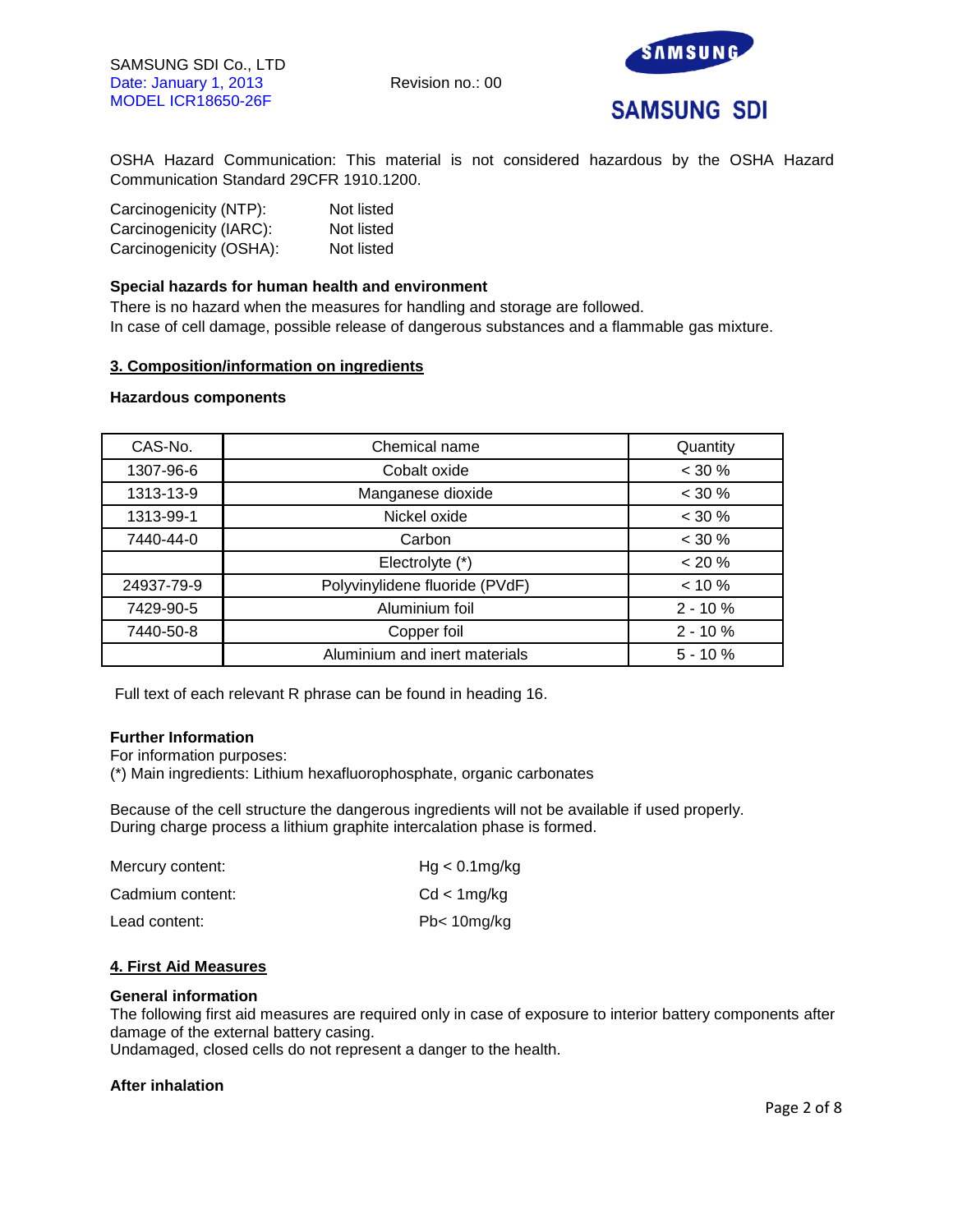OSHA Hazard Communication: This material is not considered hazardous by the OSHA Hazard Communication Standard 29CFR 1910.1200.

| | |
|---|---|
| Carcinogenicity (NTP): | Not listed |
| Carcinogenicity (IARC): | Not listed |
| Carcinogenicity (OSHA): | Not listed |

**Special hazards for human health and environment**

There is no hazard when the measures for handling and storage are followed.
In case of cell damage, possible release of dangerous substances and a flammable gas mixture.

## 3. Composition/information on ingredients

**Hazardous components**

| CAS-No. | Chemical name | Quantity |
|---|---|---|
| 1307-96-6 | Cobalt oxide | < 30 % |
| 1313-13-9 | Manganese dioxide | < 30 % |
| 1313-99-1 | Nickel oxide | < 30 % |
| 7440-44-0 | Carbon | < 30 % |
| | Electrolyte (*) | < 20 % |
| 24937-79-9 | Polyvinylidene fluoride (PVdF) | < 10 % |
| 7429-90-5 | Aluminium foil | 2 - 10 % |
| 7440-50-8 | Copper foil | 2 - 10 % |
| | Aluminium and inert materials | 5 - 10 % |

Full text of each relevant R phrase can be found in heading 16.

**Further Information**

For information purposes:
(*) Main ingredients: Lithium hexafluorophosphate, organic carbonates

Because of the cell structure the dangerous ingredients will not be available if used properly.
During charge process a lithium graphite intercalation phase is formed.

| | |
|---|---|
| Mercury content: | Hg < 0.1mg/kg |
| Cadmium content: | Cd < 1mg/kg |
| Lead content: | Pb< 10mg/kg |

## 4. First Aid Measures

**General information**

The following first aid measures are required only in case of exposure to interior battery components after damage of the external battery casing.
Undamaged, closed cells do not represent a danger to the health.

**After inhalation**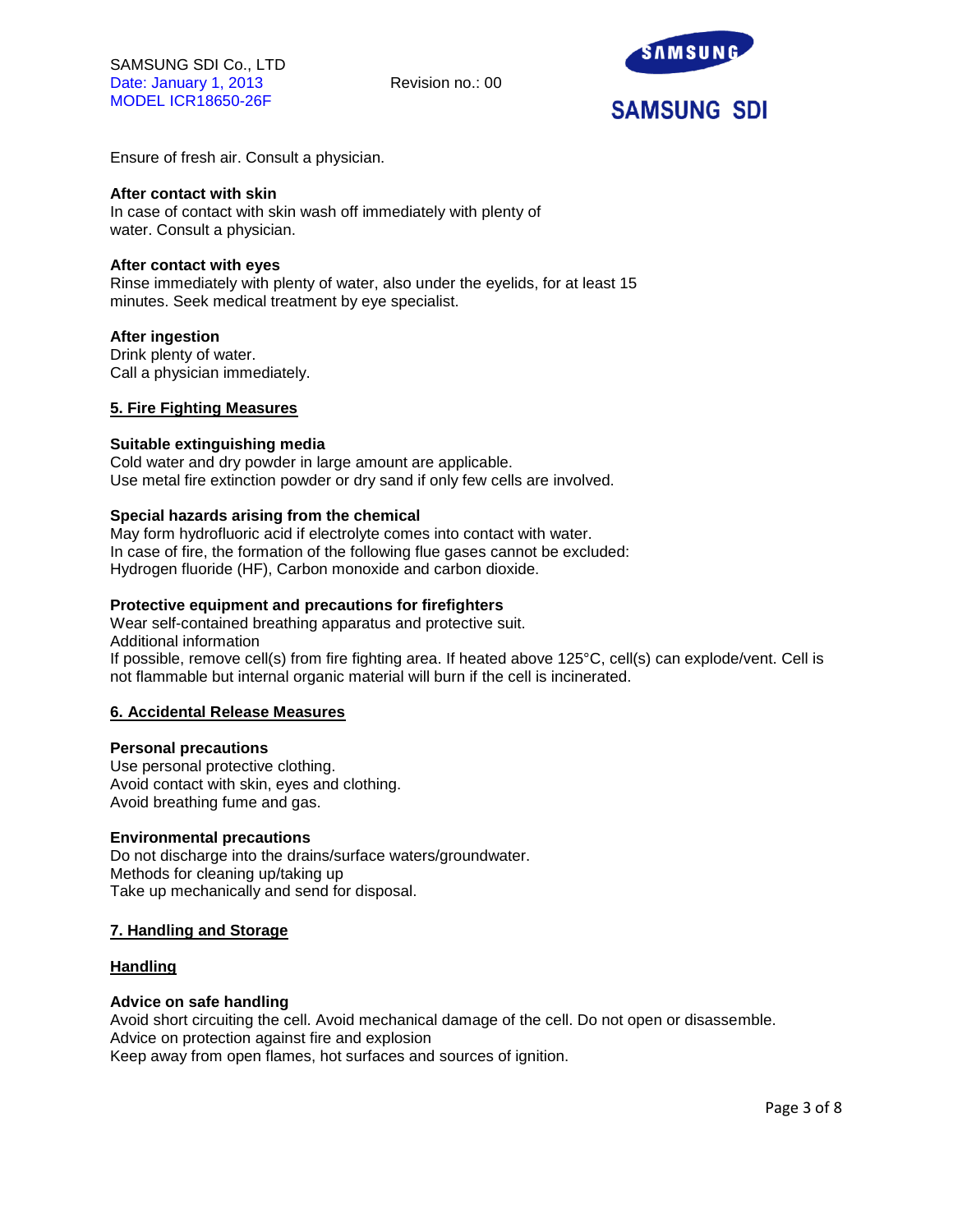Ensure of fresh air. Consult a physician.

**After contact with skin**
In case of contact with skin wash off immediately with plenty of water. Consult a physician.

**After contact with eyes**
Rinse immediately with plenty of water, also under the eyelids, for at least 15 minutes. Seek medical treatment by eye specialist.

**After ingestion**
Drink plenty of water.
Call a physician immediately.

## 5. Fire Fighting Measures

**Suitable extinguishing media**
Cold water and dry powder in large amount are applicable.
Use metal fire extinction powder or dry sand if only few cells are involved.

**Special hazards arising from the chemical**
May form hydrofluoric acid if electrolyte comes into contact with water.
In case of fire, the formation of the following flue gases cannot be excluded:
Hydrogen fluoride (HF), Carbon monoxide and carbon dioxide.

**Protective equipment and precautions for firefighters**
Wear self-contained breathing apparatus and protective suit.
Additional information
If possible, remove cell(s) from fire fighting area. If heated above 125°C, cell(s) can explode/vent. Cell is not flammable but internal organic material will burn if the cell is incinerated.

## 6. Accidental Release Measures

**Personal precautions**
Use personal protective clothing.
Avoid contact with skin, eyes and clothing.
Avoid breathing fume and gas.

**Environmental precautions**
Do not discharge into the drains/surface waters/groundwater.
Methods for cleaning up/taking up
Take up mechanically and send for disposal.

## 7. Handling and Storage

### Handling

**Advice on safe handling**
Avoid short circuiting the cell. Avoid mechanical damage of the cell. Do not open or disassemble.
Advice on protection against fire and explosion
Keep away from open flames, hot surfaces and sources of ignition.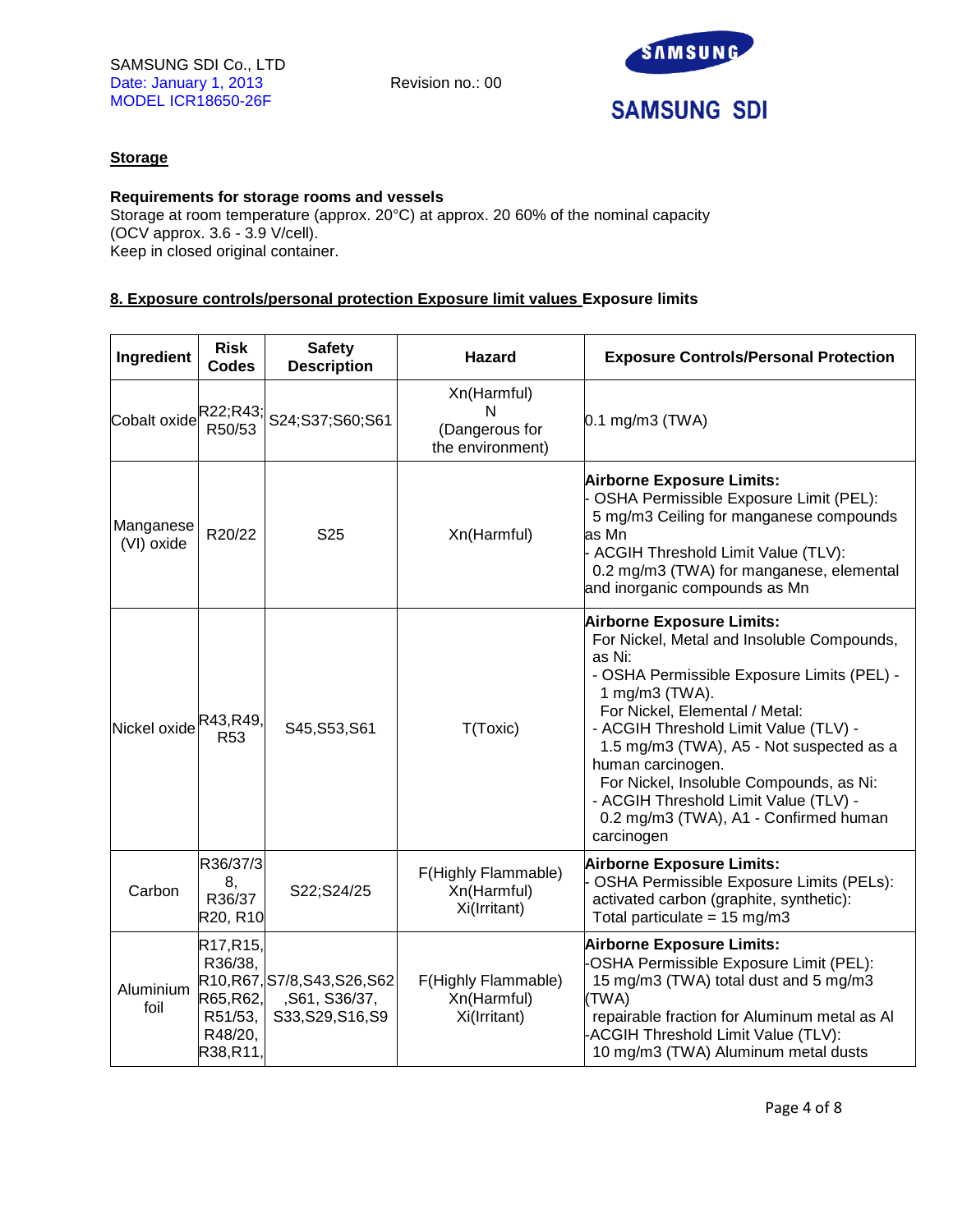## Storage

**Requirements for storage rooms and vessels**

Storage at room temperature (approx. 20°C) at approx. 20 60% of the nominal capacity (OCV approx. 3.6 - 3.9 V/cell).
Keep in closed original container.

## 8. Exposure controls/personal protection Exposure limit values Exposure limits

| Ingredient | Risk Codes | Safety Description | Hazard | Exposure Controls/Personal Protection |
|---|---|---|---|---|
| Cobalt oxide | R22;R43; R50/53 | S24;S37;S60;S61 | Xn(Harmful) N (Dangerous for the environment) | 0.1 mg/m3 (TWA) |
| Manganese (VI) oxide | R20/22 | S25 | Xn(Harmful) | **Airborne Exposure Limits:** - OSHA Permissible Exposure Limit (PEL): 5 mg/m3 Ceiling for manganese compounds as Mn - ACGIH Threshold Limit Value (TLV): 0.2 mg/m3 (TWA) for manganese, elemental and inorganic compounds as Mn |
| Nickel oxide | R43,R49, R53 | S45,S53,S61 | T(Toxic) | **Airborne Exposure Limits:** For Nickel, Metal and Insoluble Compounds, as Ni: - OSHA Permissible Exposure Limits (PEL) - 1 mg/m3 (TWA). For Nickel, Elemental / Metal: - ACGIH Threshold Limit Value (TLV) - 1.5 mg/m3 (TWA), A5 - Not suspected as a human carcinogen. For Nickel, Insoluble Compounds, as Ni: - ACGIH Threshold Limit Value (TLV) - 0.2 mg/m3 (TWA), A1 - Confirmed human carcinogen |
| Carbon | R36/37/38, R36/37 R20, R10 | S22;S24/25 | F(Highly Flammable) Xn(Harmful) Xi(Irritant) | **Airborne Exposure Limits:** - OSHA Permissible Exposure Limits (PELs): activated carbon (graphite, synthetic): Total particulate = 15 mg/m3 |
| Aluminium foil | R17,R15, R36/38, R10,R67, R65,R62, R51/53, R48/20, R38,R11, | S7/8,S43,S26,S62 ,S61, S36/37, S33,S29,S16,S9 | F(Highly Flammable) Xn(Harmful) Xi(Irritant) | **Airborne Exposure Limits:** -OSHA Permissible Exposure Limit (PEL): 15 mg/m3 (TWA) total dust and 5 mg/m3 (TWA) repairable fraction for Aluminum metal as Al -ACGIH Threshold Limit Value (TLV): 10 mg/m3 (TWA) Aluminum metal dusts |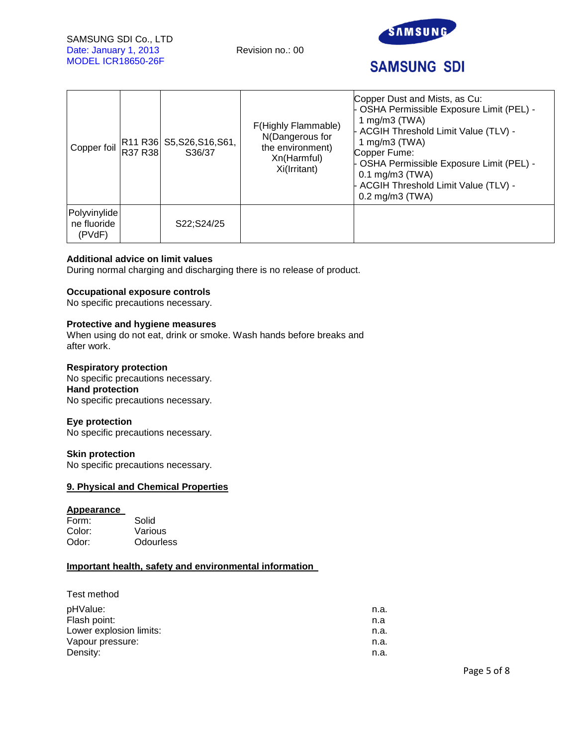| | | | | |
|---|---|---|---|---|
| Copper foil | R11 R36 R37 R38 | S5,S26,S16,S61, S36/37 | F(Highly Flammable) N(Dangerous for the environment) Xn(Harmful) Xi(Irritant) | Copper Dust and Mists, as Cu: - OSHA Permissible Exposure Limit (PEL) - 1 mg/m3 (TWA) - ACGIH Threshold Limit Value (TLV) - 1 mg/m3 (TWA) Copper Fume: - OSHA Permissible Exposure Limit (PEL) - 0.1 mg/m3 (TWA) - ACGIH Threshold Limit Value (TLV) - 0.2 mg/m3 (TWA) |
| Polyvinylidene fluoride (PVdF) | | S22;S24/25 | | |

**Additional advice on limit values**
During normal charging and discharging there is no release of product.

**Occupational exposure controls**
No specific precautions necessary.

**Protective and hygiene measures**
When using do not eat, drink or smoke. Wash hands before breaks and after work.

**Respiratory protection**
No specific precautions necessary.
**Hand protection**
No specific precautions necessary.

**Eye protection**
No specific precautions necessary.

**Skin protection**
No specific precautions necessary.

## 9. Physical and Chemical Properties

**Appearance**

Form: Solid
Color: Various
Odor: Odourless

**Important health, safety and environmental information**

Test method

pHValue: n.a.
Flash point: n.a
Lower explosion limits: n.a.
Vapour pressure: n.a.
Density: n.a.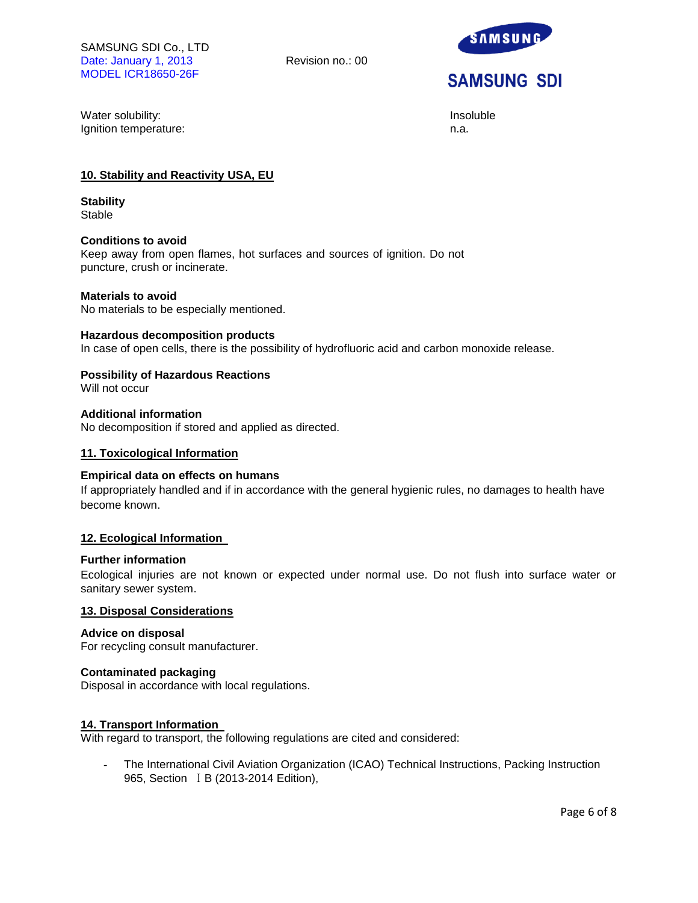| | |
|---|---|
| Water solubility: | Insoluble |
| Ignition temperature: | n.a. |

## 10. Stability and Reactivity USA, EU

**Stability**
Stable

**Conditions to avoid**
Keep away from open flames, hot surfaces and sources of ignition. Do not puncture, crush or incinerate.

**Materials to avoid**
No materials to be especially mentioned.

**Hazardous decomposition products**
In case of open cells, there is the possibility of hydrofluoric acid and carbon monoxide release.

**Possibility of Hazardous Reactions**
Will not occur

**Additional information**
No decomposition if stored and applied as directed.

## 11. Toxicological Information

**Empirical data on effects on humans**
If appropriately handled and if in accordance with the general hygienic rules, no damages to health have become known.

## 12. Ecological Information

**Further information**
Ecological injuries are not known or expected under normal use. Do not flush into surface water or sanitary sewer system.

## 13. Disposal Considerations

**Advice on disposal**
For recycling consult manufacturer.

**Contaminated packaging**
Disposal in accordance with local regulations.

## 14. Transport Information

With regard to transport, the following regulations are cited and considered:

- The International Civil Aviation Organization (ICAO) Technical Instructions, Packing Instruction 965, Section Ⅰ B (2013-2014 Edition),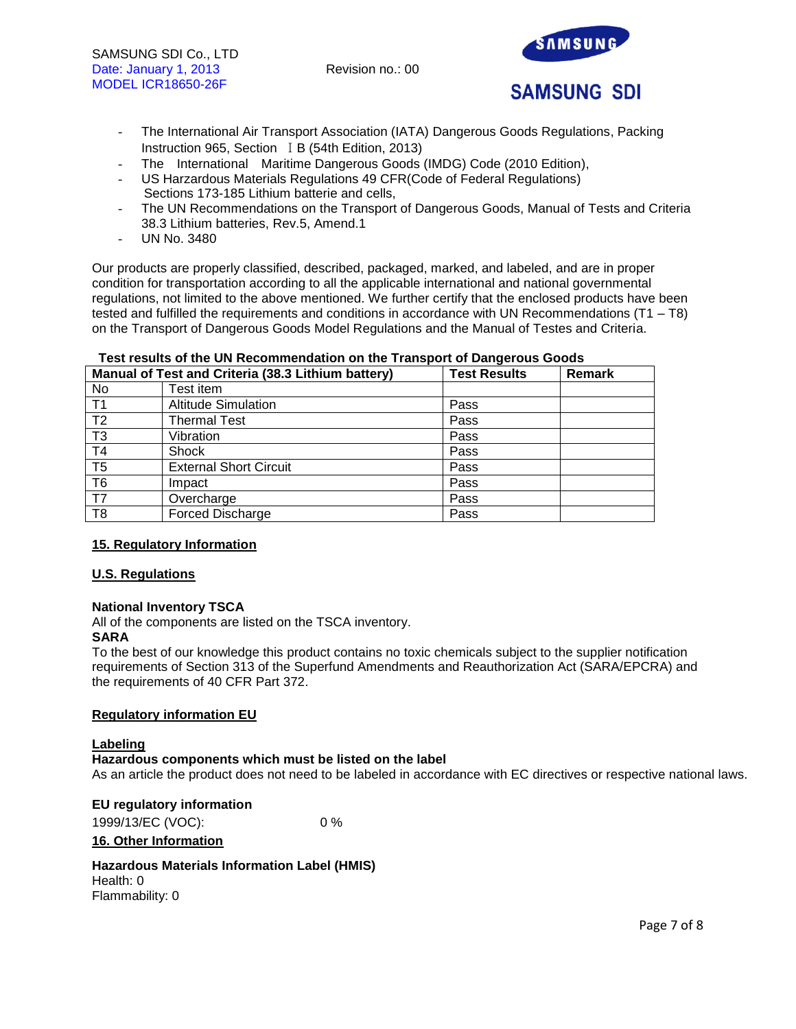- The International Air Transport Association (IATA) Dangerous Goods Regulations, Packing Instruction 965, Section Ⅰ B (54th Edition, 2013)
- The International Maritime Dangerous Goods (IMDG) Code (2010 Edition),
- US Harzardous Materials Regulations 49 CFR(Code of Federal Regulations) Sections 173-185 Lithium batterie and cells,
- The UN Recommendations on the Transport of Dangerous Goods, Manual of Tests and Criteria 38.3 Lithium batteries, Rev.5, Amend.1
- UN No. 3480

Our products are properly classified, described, packaged, marked, and labeled, and are in proper condition for transportation according to all the applicable international and national governmental regulations, not limited to the above mentioned. We further certify that the enclosed products have been tested and fulfilled the requirements and conditions in accordance with UN Recommendations (T1 – T8) on the Transport of Dangerous Goods Model Regulations and the Manual of Testes and Criteria.

**Test results of the UN Recommendation on the Transport of Dangerous Goods**

| Manual of Test and Criteria (38.3 Lithium battery) | | Test Results | Remark |
|---|---|---|---|
| No | Test item | | |
| T1 | Altitude Simulation | Pass | |
| T2 | Thermal Test | Pass | |
| T3 | Vibration | Pass | |
| T4 | Shock | Pass | |
| T5 | External Short Circuit | Pass | |
| T6 | Impact | Pass | |
| T7 | Overcharge | Pass | |
| T8 | Forced Discharge | Pass | |

## 15. Regulatory Information

### U.S. Regulations

**National Inventory TSCA**

All of the components are listed on the TSCA inventory.

**SARA**

To the best of our knowledge this product contains no toxic chemicals subject to the supplier notification requirements of Section 313 of the Superfund Amendments and Reauthorization Act (SARA/EPCRA) and the requirements of 40 CFR Part 372.

### Regulatory information EU

**Labeling**

**Hazardous components which must be listed on the label**

As an article the product does not need to be labeled in accordance with EC directives or respective national laws.

**EU regulatory information**

1999/13/EC (VOC): 0 %

## 16. Other Information

**Hazardous Materials Information Label (HMIS)**

Health: 0

Flammability: 0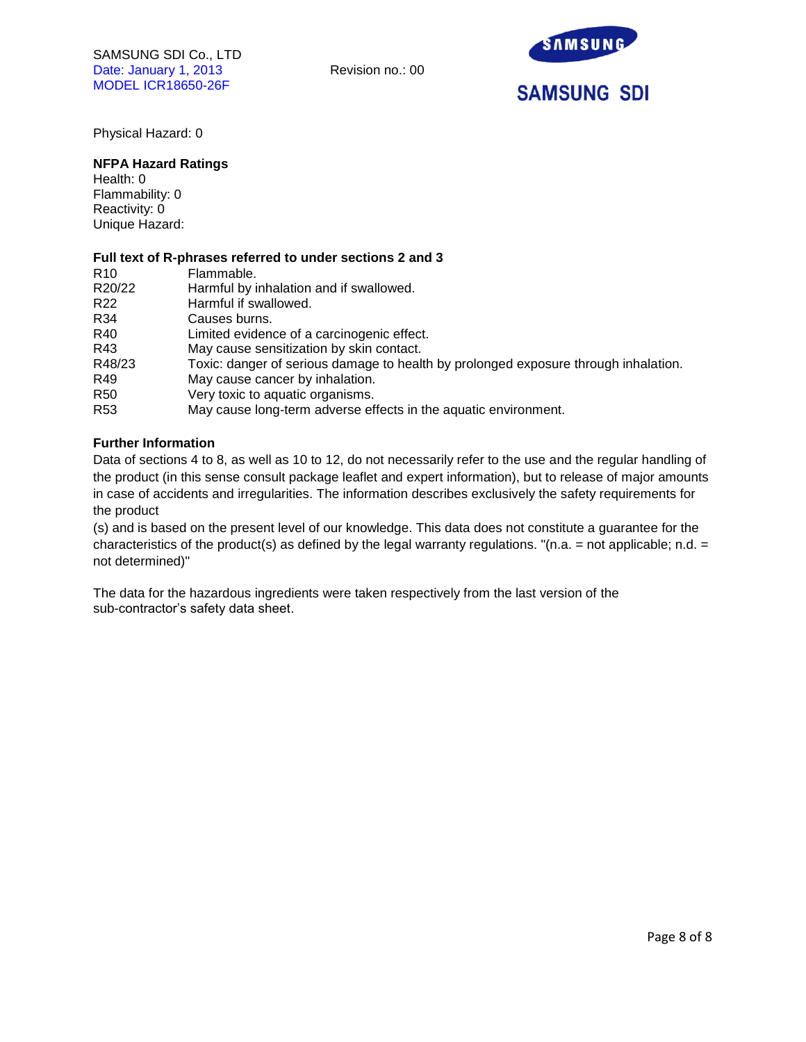Physical Hazard: 0

**NFPA Hazard Ratings**

Health: 0
Flammability: 0
Reactivity: 0
Unique Hazard:

**Full text of R-phrases referred to under sections 2 and 3**

| | |
|---|---|
| R10 | Flammable. |
| R20/22 | Harmful by inhalation and if swallowed. |
| R22 | Harmful if swallowed. |
| R34 | Causes burns. |
| R40 | Limited evidence of a carcinogenic effect. |
| R43 | May cause sensitization by skin contact. |
| R48/23 | Toxic: danger of serious damage to health by prolonged exposure through inhalation. |
| R49 | May cause cancer by inhalation. |
| R50 | Very toxic to aquatic organisms. |
| R53 | May cause long-term adverse effects in the aquatic environment. |

**Further Information**

Data of sections 4 to 8, as well as 10 to 12, do not necessarily refer to the use and the regular handling of the product (in this sense consult package leaflet and expert information), but to release of major amounts in case of accidents and irregularities. The information describes exclusively the safety requirements for the product
(s) and is based on the present level of our knowledge. This data does not constitute a guarantee for the characteristics of the product(s) as defined by the legal warranty regulations. "(n.a. = not applicable; n.d. = not determined)"

The data for the hazardous ingredients were taken respectively from the last version of the sub-contractor's safety data sheet.